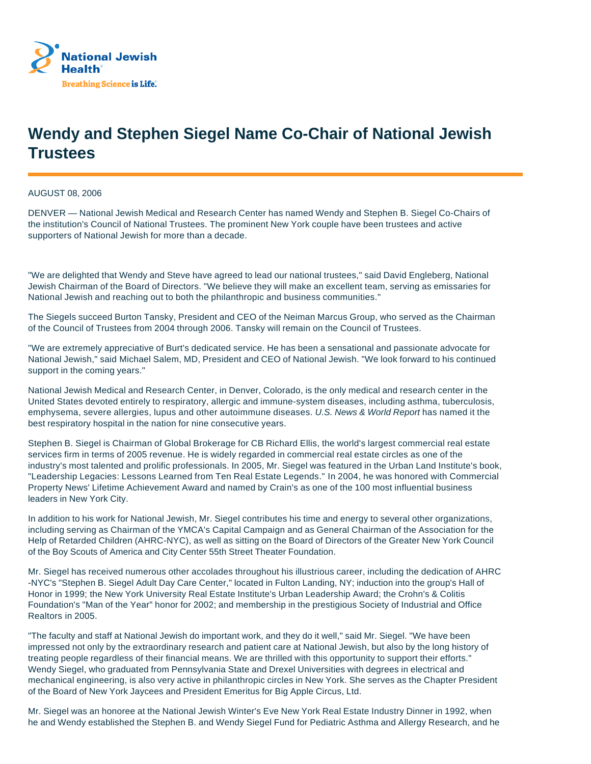National Jewish Health®

Breathing Science is Life.

# Wendy and Stephen Siegel Name Co-Chair of National Jewish Trustees

AUGUST 08, 2006

DENVER — National Jewish Medical and Research Center has named Wendy and Stephen B. Siegel Co-Chairs of the institution's Council of National Trustees. The prominent New York couple have been trustees and active supporters of National Jewish for more than a decade.

"We are delighted that Wendy and Steve have agreed to lead our national trustees," said David Engleberg, National Jewish Chairman of the Board of Directors. "We believe they will make an excellent team, serving as emissaries for National Jewish and reaching out to both the philanthropic and business communities."

The Siegels succeed Burton Tansky, President and CEO of the Neiman Marcus Group, who served as the Chairman of the Council of Trustees from 2004 through 2006. Tansky will remain on the Council of Trustees.

"We are extremely appreciative of Burt's dedicated service. He has been a sensational and passionate advocate for National Jewish," said Michael Salem, MD, President and CEO of National Jewish. "We look forward to his continued support in the coming years."

National Jewish Medical and Research Center, in Denver, Colorado, is the only medical and research center in the United States devoted entirely to respiratory, allergic and immune-system diseases, including asthma, tuberculosis, emphysema, severe allergies, lupus and other autoimmune diseases. *U.S. News & World Report* has named it the best respiratory hospital in the nation for nine consecutive years.

Stephen B. Siegel is Chairman of Global Brokerage for CB Richard Ellis, the world's largest commercial real estate services firm in terms of 2005 revenue. He is widely regarded in commercial real estate circles as one of the industry's most talented and prolific professionals. In 2005, Mr. Siegel was featured in the Urban Land Institute's book, "Leadership Legacies: Lessons Learned from Ten Real Estate Legends." In 2004, he was honored with Commercial Property News' Lifetime Achievement Award and named by Crain's as one of the 100 most influential business leaders in New York City.

In addition to his work for National Jewish, Mr. Siegel contributes his time and energy to several other organizations, including serving as Chairman of the YMCA's Capital Campaign and as General Chairman of the Association for the Help of Retarded Children (AHRC-NYC), as well as sitting on the Board of Directors of the Greater New York Council of the Boy Scouts of America and City Center 55th Street Theater Foundation.

Mr. Siegel has received numerous other accolades throughout his illustrious career, including the dedication of AHRC-NYC's "Stephen B. Siegel Adult Day Care Center," located in Fulton Landing, NY; induction into the group's Hall of Honor in 1999; the New York University Real Estate Institute's Urban Leadership Award; the Crohn's & Colitis Foundation's "Man of the Year" honor for 2002; and membership in the prestigious Society of Industrial and Office Realtors in 2005.

"The faculty and staff at National Jewish do important work, and they do it well," said Mr. Siegel. "We have been impressed not only by the extraordinary research and patient care at National Jewish, but also by the long history of treating people regardless of their financial means. We are thrilled with this opportunity to support their efforts." Wendy Siegel, who graduated from Pennsylvania State and Drexel Universities with degrees in electrical and mechanical engineering, is also very active in philanthropic circles in New York. She serves as the Chapter President of the Board of New York Jaycees and President Emeritus for Big Apple Circus, Ltd.

Mr. Siegel was an honoree at the National Jewish Winter's Eve New York Real Estate Industry Dinner in 1992, when he and Wendy established the Stephen B. and Wendy Siegel Fund for Pediatric Asthma and Allergy Research, and he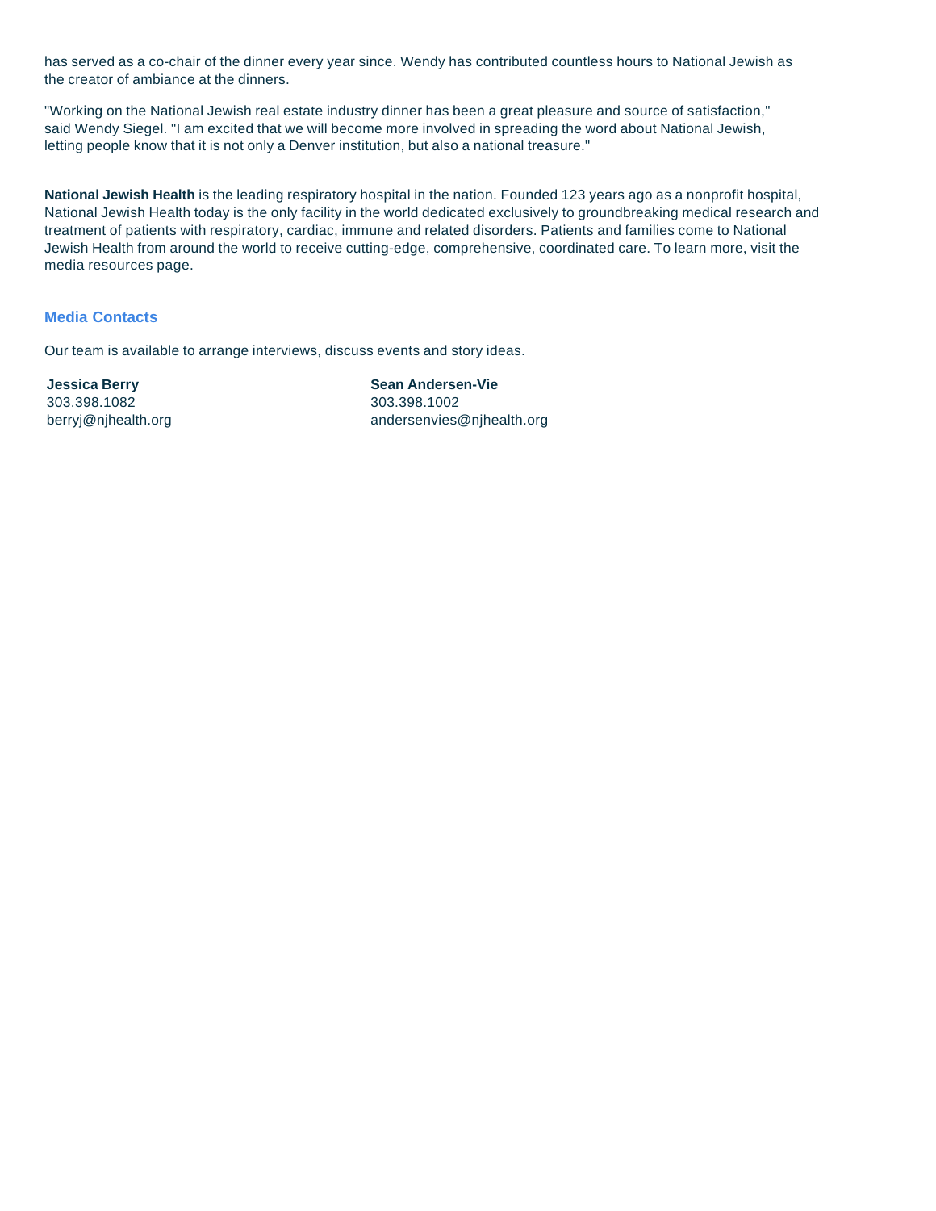has served as a co-chair of the dinner every year since. Wendy has contributed countless hours to National Jewish as the creator of ambiance at the dinners.

"Working on the National Jewish real estate industry dinner has been a great pleasure and source of satisfaction," said Wendy Siegel. "I am excited that we will become more involved in spreading the word about National Jewish, letting people know that it is not only a Denver institution, but also a national treasure."

**National Jewish Health** is the leading respiratory hospital in the nation. Founded 123 years ago as a nonprofit hospital, National Jewish Health today is the only facility in the world dedicated exclusively to groundbreaking medical research and treatment of patients with respiratory, cardiac, immune and related disorders. Patients and families come to National Jewish Health from around the world to receive cutting-edge, comprehensive, coordinated care. To learn more, visit the media resources page.

## Media Contacts

Our team is available to arrange interviews, discuss events and story ideas.

**Jessica Berry**
303.398.1082
berryj@njhealth.org

**Sean Andersen-Vie**
303.398.1002
andersenvies@njhealth.org